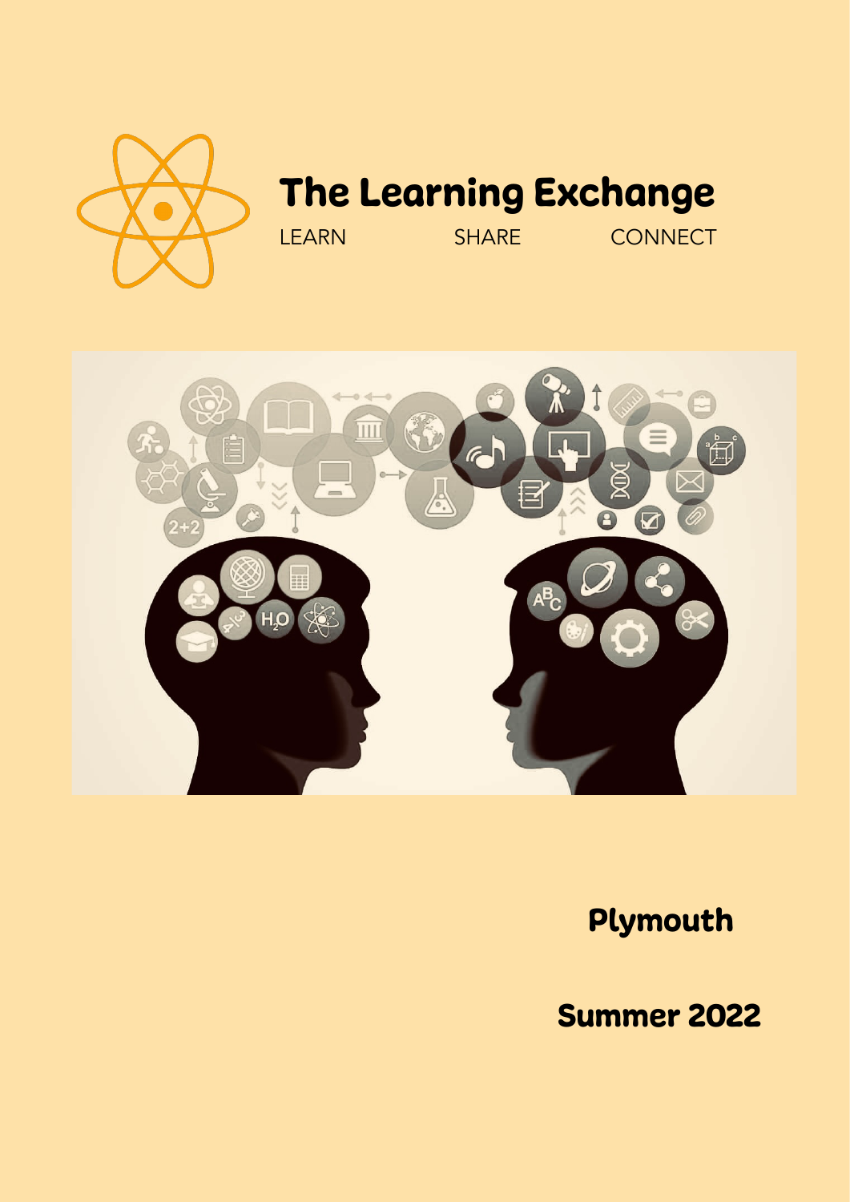# The Learning Exchange

LEARN SHARE CONNECT

## Plymouth

## Summer 2022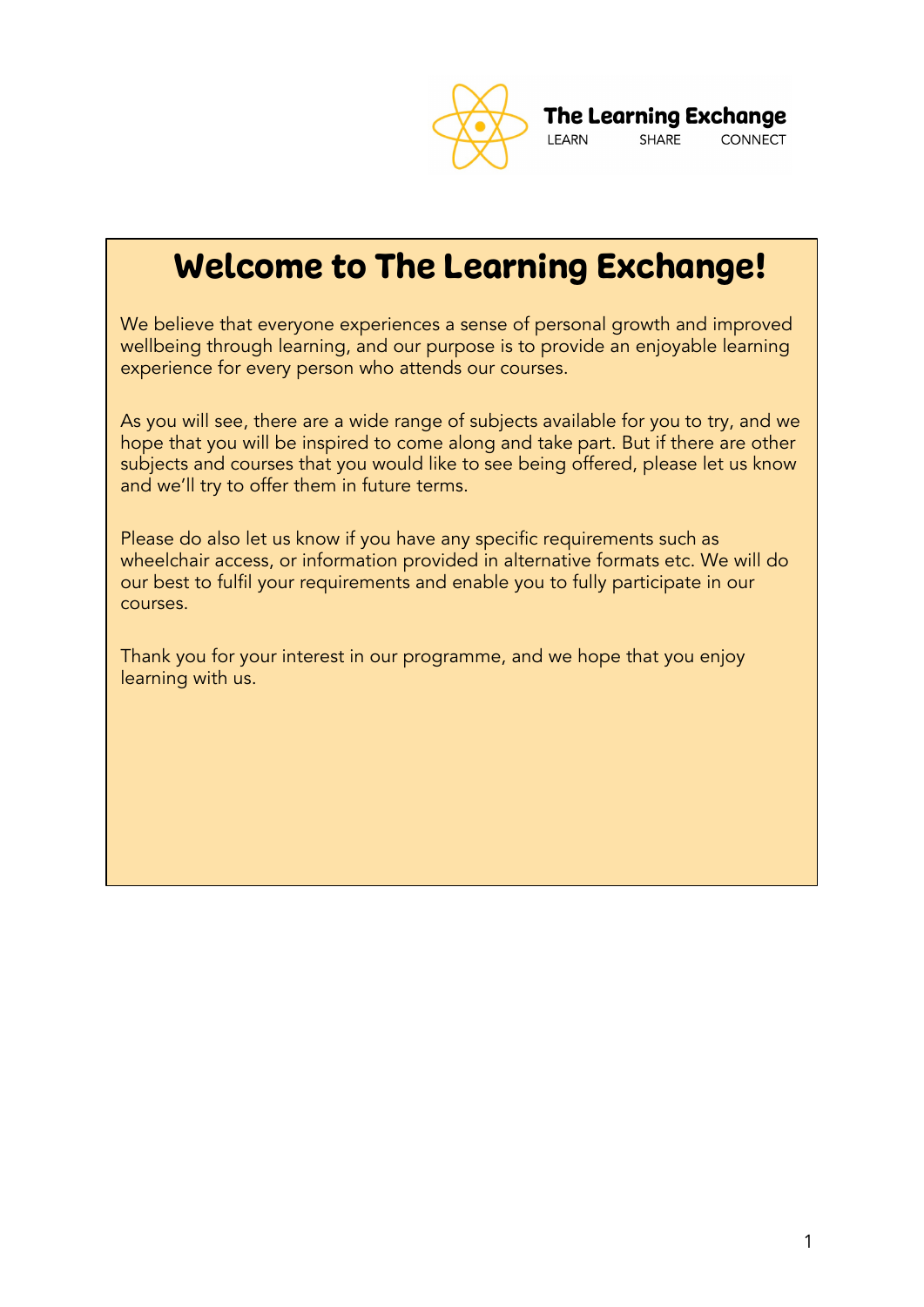The Learning Exchange

LEARN SHARE CONNECT

# Welcome to The Learning Exchange!

We believe that everyone experiences a sense of personal growth and improved wellbeing through learning, and our purpose is to provide an enjoyable learning experience for every person who attends our courses.

As you will see, there are a wide range of subjects available for you to try, and we hope that you will be inspired to come along and take part. But if there are other subjects and courses that you would like to see being offered, please let us know and we'll try to offer them in future terms.

Please do also let us know if you have any specific requirements such as wheelchair access, or information provided in alternative formats etc. We will do our best to fulfil your requirements and enable you to fully participate in our courses.

Thank you for your interest in our programme, and we hope that you enjoy learning with us.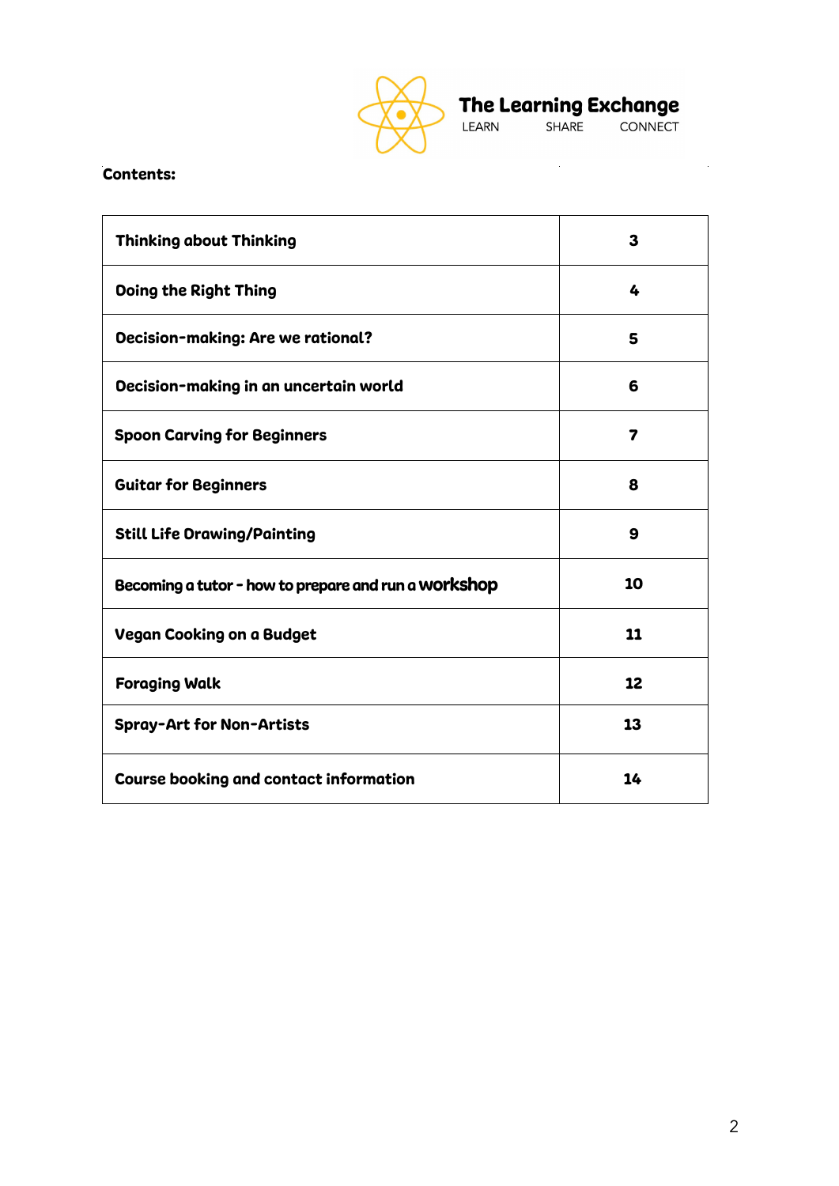**The Learning Exchange**

LEARN SHARE CONNECT

**Contents:**

| | |
|---|---|
| **Thinking about Thinking** | **3** |
| **Doing the Right Thing** | **4** |
| **Decision-making: Are we rational?** | **5** |
| **Decision-making in an uncertain world** | **6** |
| **Spoon Carving for Beginners** | **7** |
| **Guitar for Beginners** | **8** |
| **Still Life Drawing/Painting** | **9** |
| **Becoming a tutor - how to prepare and run a workshop** | **10** |
| **Vegan Cooking on a Budget** | **11** |
| **Foraging Walk** | **12** |
| **Spray-Art for Non-Artists** | **13** |
| **Course booking and contact information** | **14** |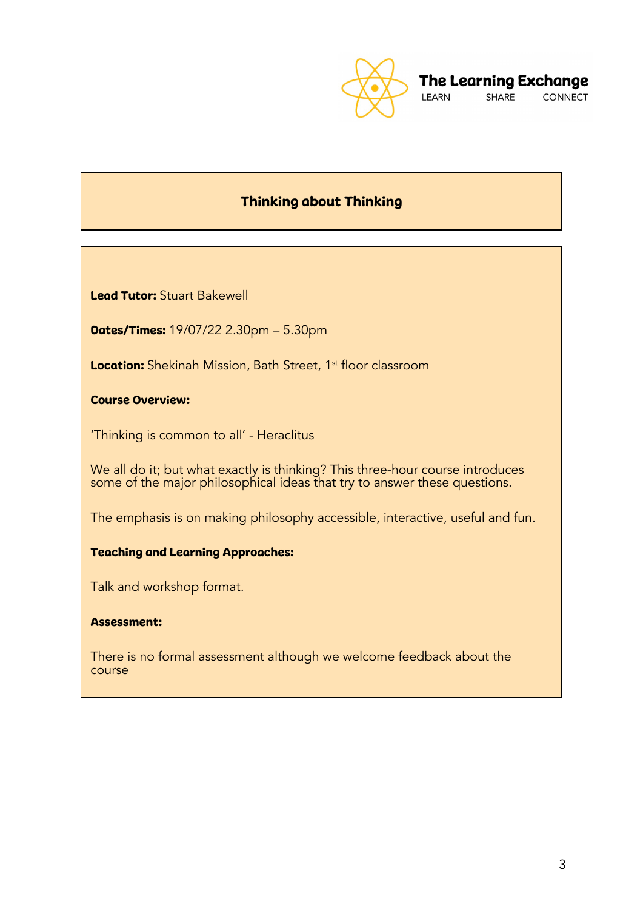## Thinking about Thinking

**Lead Tutor:** Stuart Bakewell

**Dates/Times:** 19/07/22 2.30pm – 5.30pm

**Location:** Shekinah Mission, Bath Street, 1st floor classroom

**Course Overview:**

'Thinking is common to all' - Heraclitus

We all do it; but what exactly is thinking? This three-hour course introduces some of the major philosophical ideas that try to answer these questions.

The emphasis is on making philosophy accessible, interactive, useful and fun.

**Teaching and Learning Approaches:**

Talk and workshop format.

**Assessment:**

There is no formal assessment although we welcome feedback about the course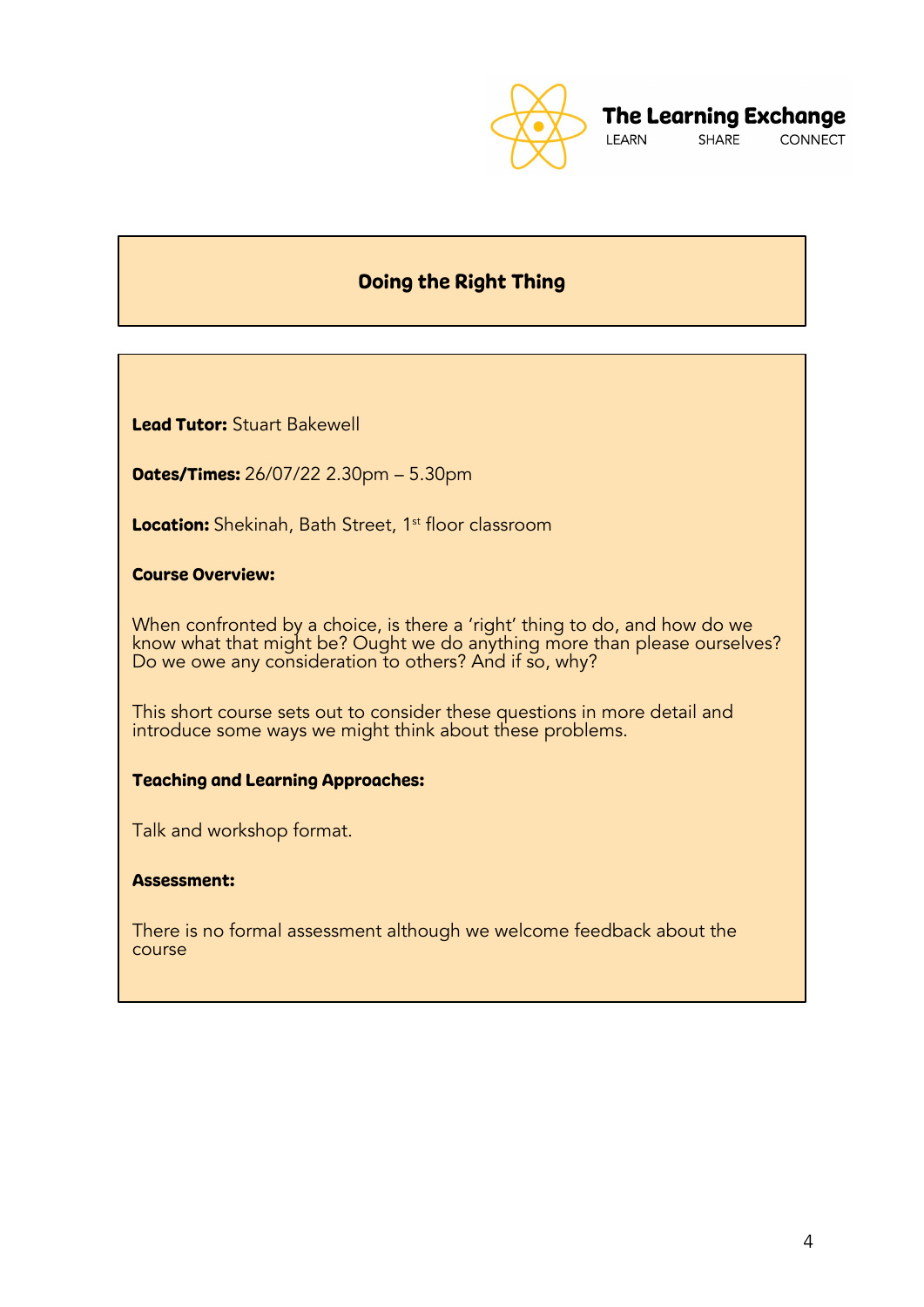The Learning Exchange
LEARN SHARE CONNECT

## Doing the Right Thing

**Lead Tutor:** Stuart Bakewell

**Dates/Times:** 26/07/22 2.30pm – 5.30pm

**Location:** Shekinah, Bath Street, 1st floor classroom

**Course Overview:**

When confronted by a choice, is there a 'right' thing to do, and how do we know what that might be? Ought we do anything more than please ourselves? Do we owe any consideration to others? And if so, why?

This short course sets out to consider these questions in more detail and introduce some ways we might think about these problems.

**Teaching and Learning Approaches:**

Talk and workshop format.

**Assessment:**

There is no formal assessment although we welcome feedback about the course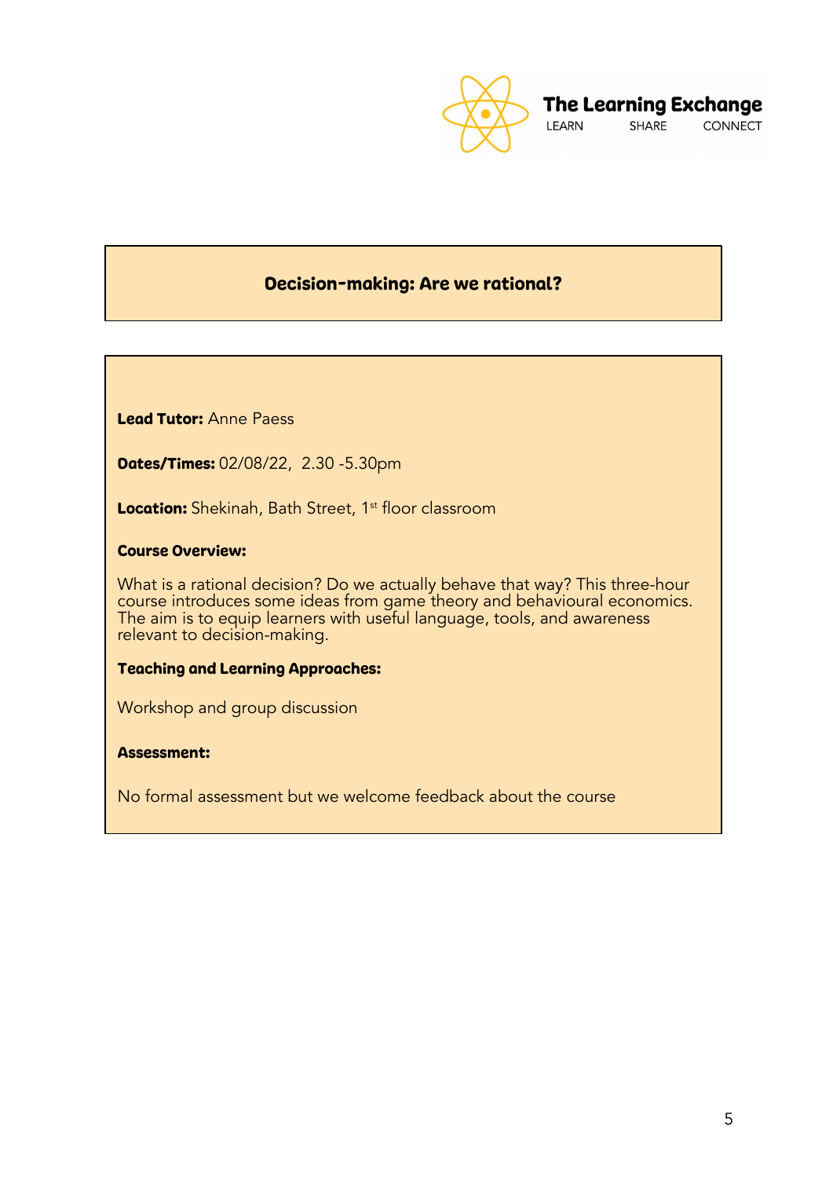The Learning Exchange

LEARN SHARE CONNECT

## Decision-making: Are we rational?

**Lead Tutor:** Anne Paess

**Dates/Times:** 02/08/22, 2.30 -5.30pm

**Location:** Shekinah, Bath Street, 1st floor classroom

**Course Overview:**

What is a rational decision? Do we actually behave that way? This three-hour course introduces some ideas from game theory and behavioural economics. The aim is to equip learners with useful language, tools, and awareness relevant to decision-making.

**Teaching and Learning Approaches:**

Workshop and group discussion

**Assessment:**

No formal assessment but we welcome feedback about the course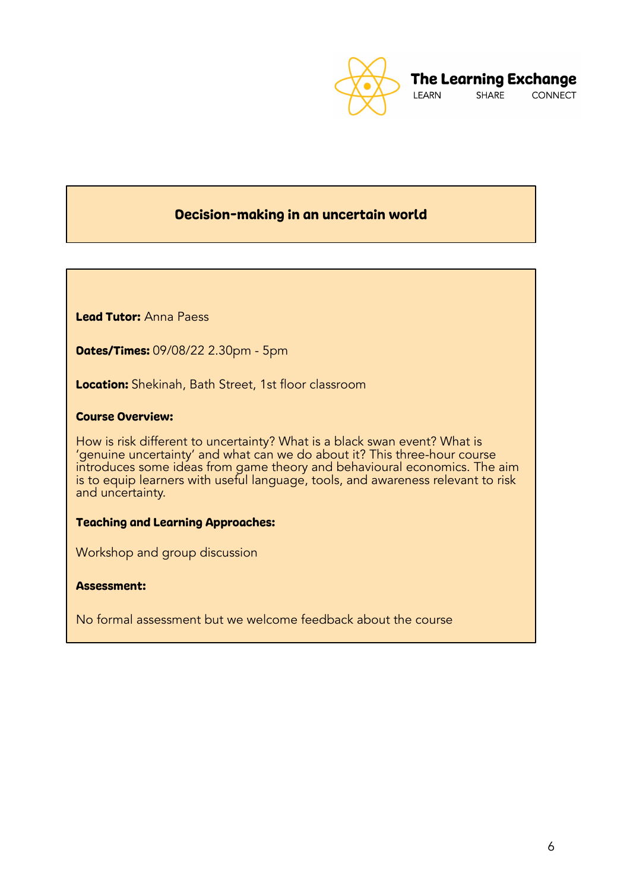The Learning Exchange

LEARN SHARE CONNECT

## Decision-making in an uncertain world

**Lead Tutor:** Anna Paess

**Dates/Times:** 09/08/22 2.30pm - 5pm

**Location:** Shekinah, Bath Street, 1st floor classroom

**Course Overview:**

How is risk different to uncertainty? What is a black swan event? What is 'genuine uncertainty' and what can we do about it? This three-hour course introduces some ideas from game theory and behavioural economics. The aim is to equip learners with useful language, tools, and awareness relevant to risk and uncertainty.

**Teaching and Learning Approaches:**

Workshop and group discussion

**Assessment:**

No formal assessment but we welcome feedback about the course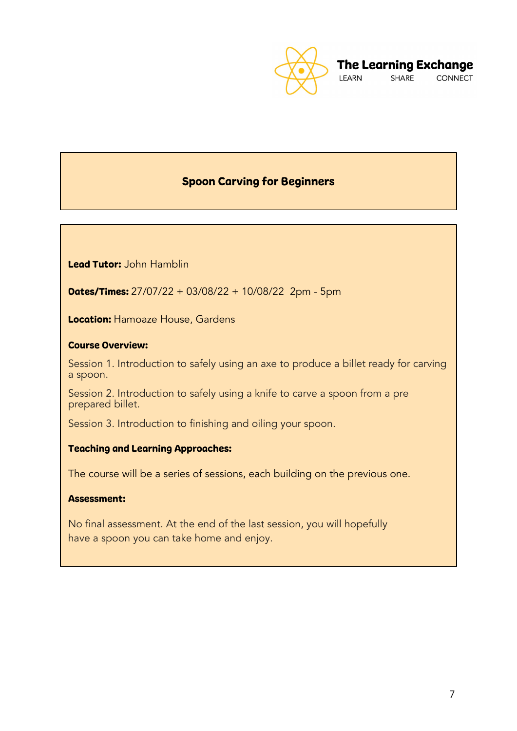# Spoon Carving for Beginners

**Lead Tutor:** John Hamblin

**Dates/Times:** 27/07/22 + 03/08/22 + 10/08/22 2pm - 5pm

**Location:** Hamoaze House, Gardens

**Course Overview:**

Session 1. Introduction to safely using an axe to produce a billet ready for carving a spoon.

Session 2. Introduction to safely using a knife to carve a spoon from a pre prepared billet.

Session 3. Introduction to finishing and oiling your spoon.

**Teaching and Learning Approaches:**

The course will be a series of sessions, each building on the previous one.

**Assessment:**

No final assessment. At the end of the last session, you will hopefully have a spoon you can take home and enjoy.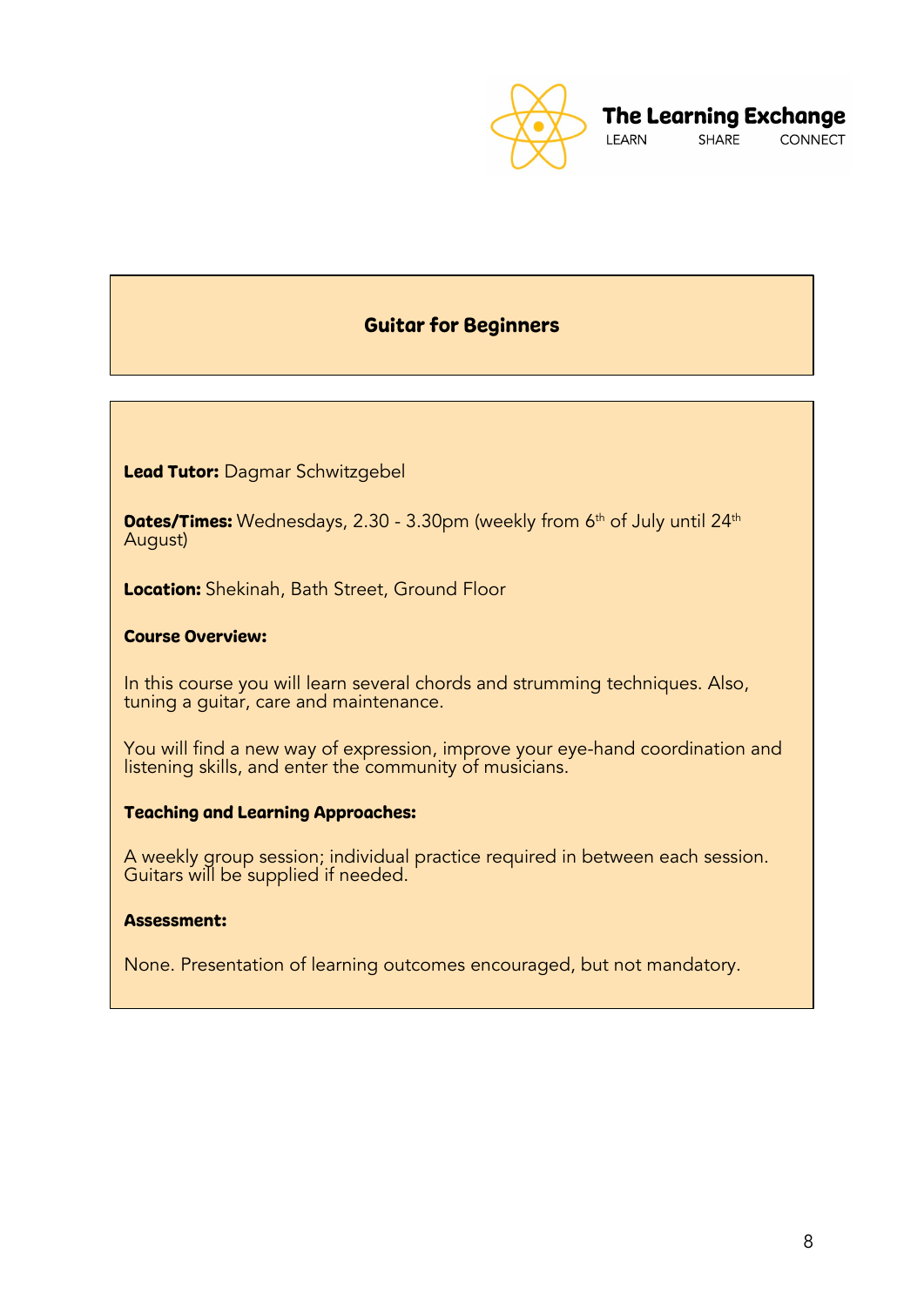# Guitar for Beginners

**Lead Tutor:** Dagmar Schwitzgebel

**Dates/Times:** Wednesdays, 2.30 - 3.30pm (weekly from 6th of July until 24th August)

**Location:** Shekinah, Bath Street, Ground Floor

**Course Overview:**

In this course you will learn several chords and strumming techniques. Also, tuning a guitar, care and maintenance.

You will find a new way of expression, improve your eye-hand coordination and listening skills, and enter the community of musicians.

**Teaching and Learning Approaches:**

A weekly group session; individual practice required in between each session. Guitars will be supplied if needed.

**Assessment:**

None. Presentation of learning outcomes encouraged, but not mandatory.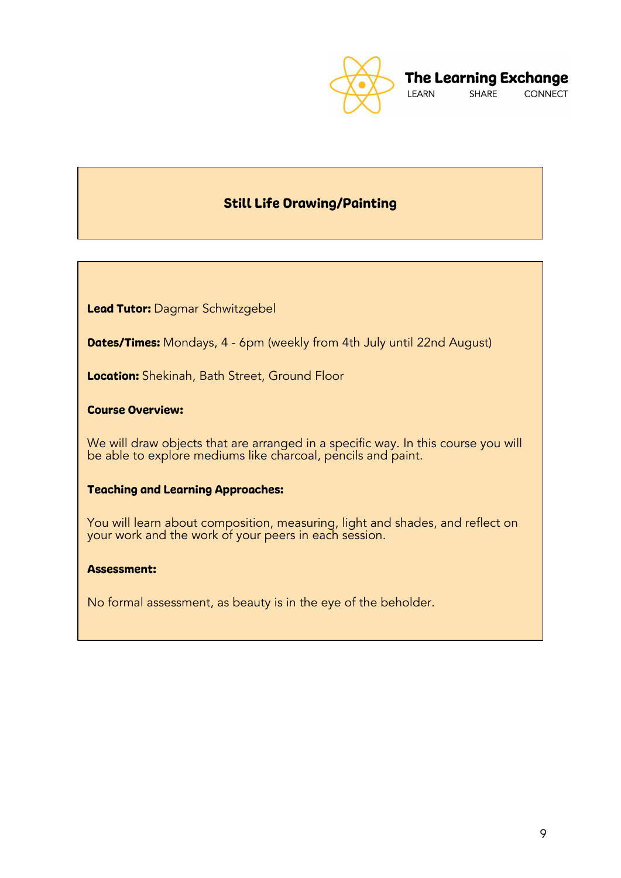The Learning Exchange

LEARN SHARE CONNECT

## Still Life Drawing/Painting

**Lead Tutor:** Dagmar Schwitzgebel

**Dates/Times:** Mondays, 4 - 6pm (weekly from 4th July until 22nd August)

**Location:** Shekinah, Bath Street, Ground Floor

**Course Overview:**

We will draw objects that are arranged in a specific way. In this course you will be able to explore mediums like charcoal, pencils and paint.

**Teaching and Learning Approaches:**

You will learn about composition, measuring, light and shades, and reflect on your work and the work of your peers in each session.

**Assessment:**

No formal assessment, as beauty is in the eye of the beholder.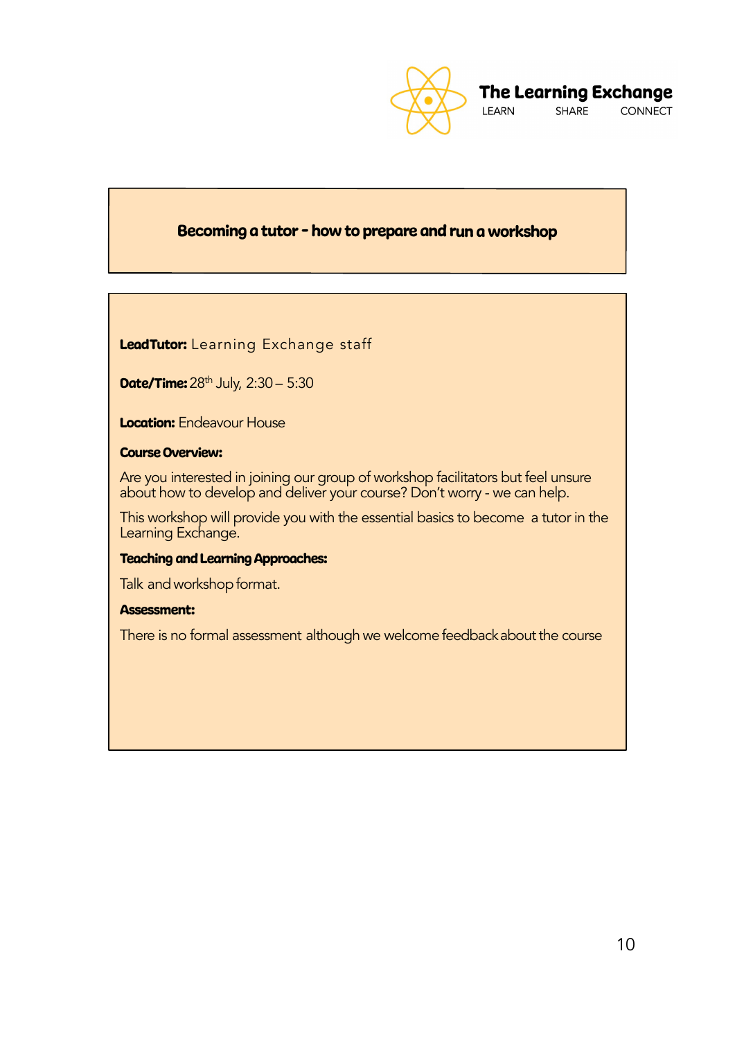# Becoming a tutor - how to prepare and run a workshop

**Lead Tutor:** Learning Exchange staff

**Date/Time:** 28th July, 2:30 – 5:30

**Location:** Endeavour House

**Course Overview:**

Are you interested in joining our group of workshop facilitators but feel unsure about how to develop and deliver your course? Don't worry - we can help.

This workshop will provide you with the essential basics to become a tutor in the Learning Exchange.

**Teaching and Learning Approaches:**

Talk and workshop format.

**Assessment:**

There is no formal assessment although we welcome feedback about the course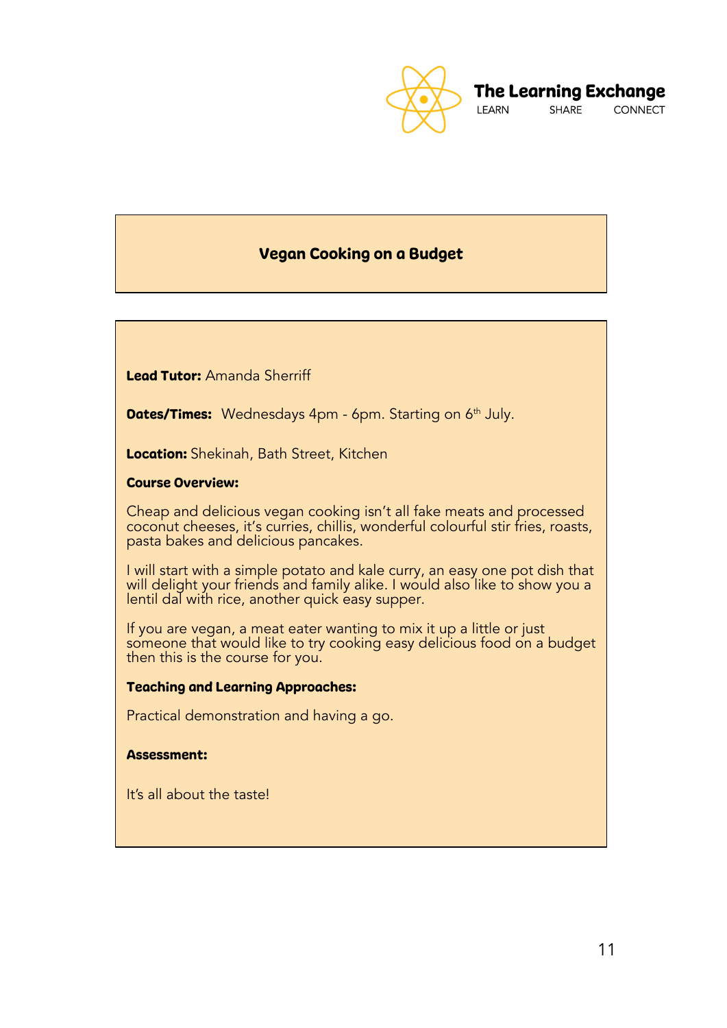# Vegan Cooking on a Budget

**Lead Tutor:** Amanda Sherriff

**Dates/Times:** Wednesdays 4pm - 6pm. Starting on 6th July.

**Location:** Shekinah, Bath Street, Kitchen

**Course Overview:**

Cheap and delicious vegan cooking isn't all fake meats and processed coconut cheeses, it's curries, chillis, wonderful colourful stir fries, roasts, pasta bakes and delicious pancakes.

I will start with a simple potato and kale curry, an easy one pot dish that will delight your friends and family alike. I would also like to show you a lentil dal with rice, another quick easy supper.

If you are vegan, a meat eater wanting to mix it up a little or just someone that would like to try cooking easy delicious food on a budget then this is the course for you.

**Teaching and Learning Approaches:**

Practical demonstration and having a go.

**Assessment:**

It's all about the taste!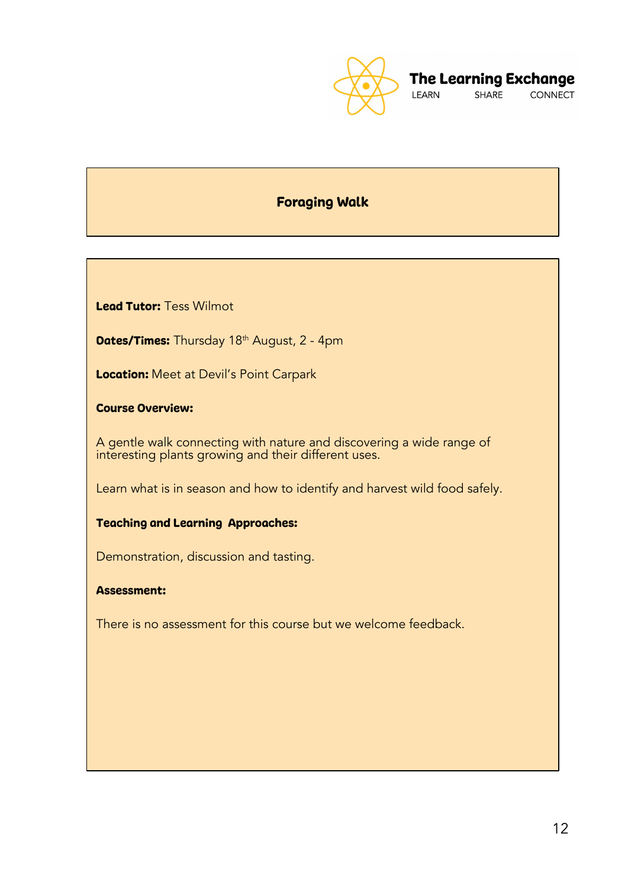The Learning Exchange
LEARN SHARE CONNECT

# Foraging Walk

**Lead Tutor:** Tess Wilmot

**Dates/Times:** Thursday 18th August, 2 - 4pm

**Location:** Meet at Devil's Point Carpark

**Course Overview:**

A gentle walk connecting with nature and discovering a wide range of interesting plants growing and their different uses.

Learn what is in season and how to identify and harvest wild food safely.

**Teaching and Learning Approaches:**

Demonstration, discussion and tasting.

**Assessment:**

There is no assessment for this course but we welcome feedback.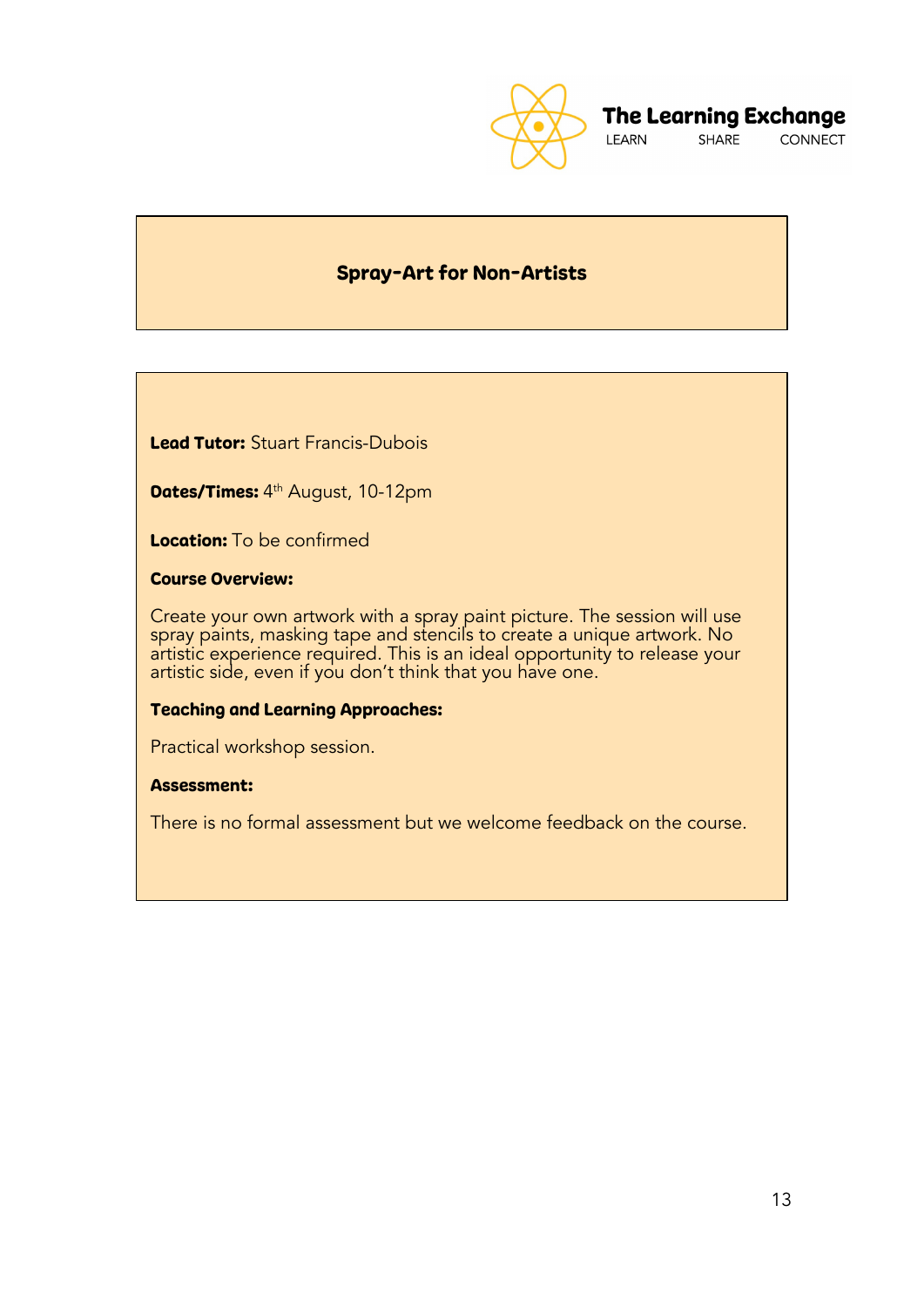# Spray-Art for Non-Artists

**Lead Tutor:** Stuart Francis-Dubois

**Dates/Times:** 4th August, 10-12pm

**Location:** To be confirmed

**Course Overview:**

Create your own artwork with a spray paint picture. The session will use spray paints, masking tape and stencils to create a unique artwork. No artistic experience required. This is an ideal opportunity to release your artistic side, even if you don't think that you have one.

**Teaching and Learning Approaches:**

Practical workshop session.

**Assessment:**

There is no formal assessment but we welcome feedback on the course.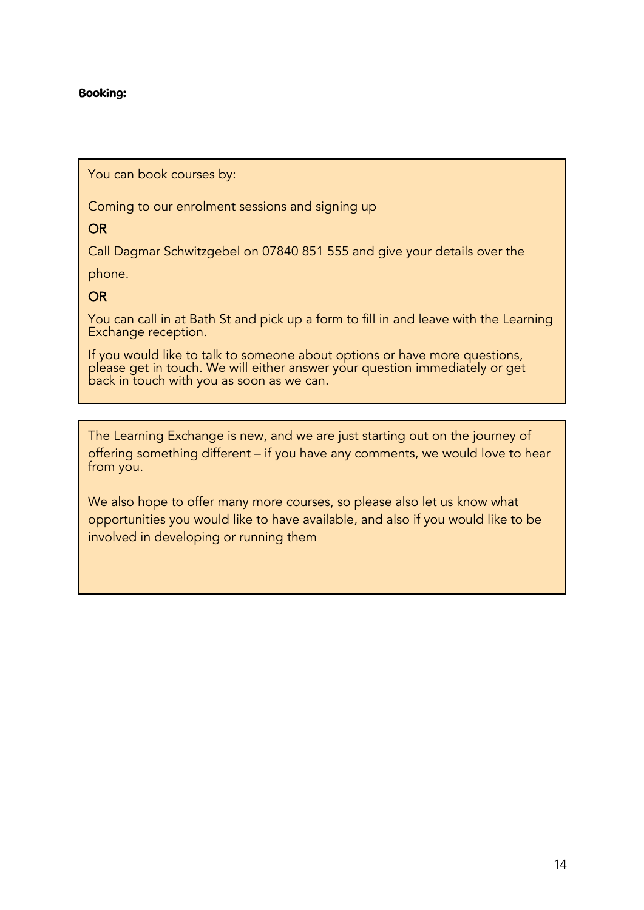**Booking:**

You can book courses by:

Coming to our enrolment sessions and signing up

OR

Call Dagmar Schwitzgebel on 07840 851 555 and give your details over the phone.

OR

You can call in at Bath St and pick up a form to fill in and leave with the Learning Exchange reception.

If you would like to talk to someone about options or have more questions, please get in touch. We will either answer your question immediately or get back in touch with you as soon as we can.

The Learning Exchange is new, and we are just starting out on the journey of offering something different – if you have any comments, we would love to hear from you.

We also hope to offer many more courses, so please also let us know what opportunities you would like to have available, and also if you would like to be involved in developing or running them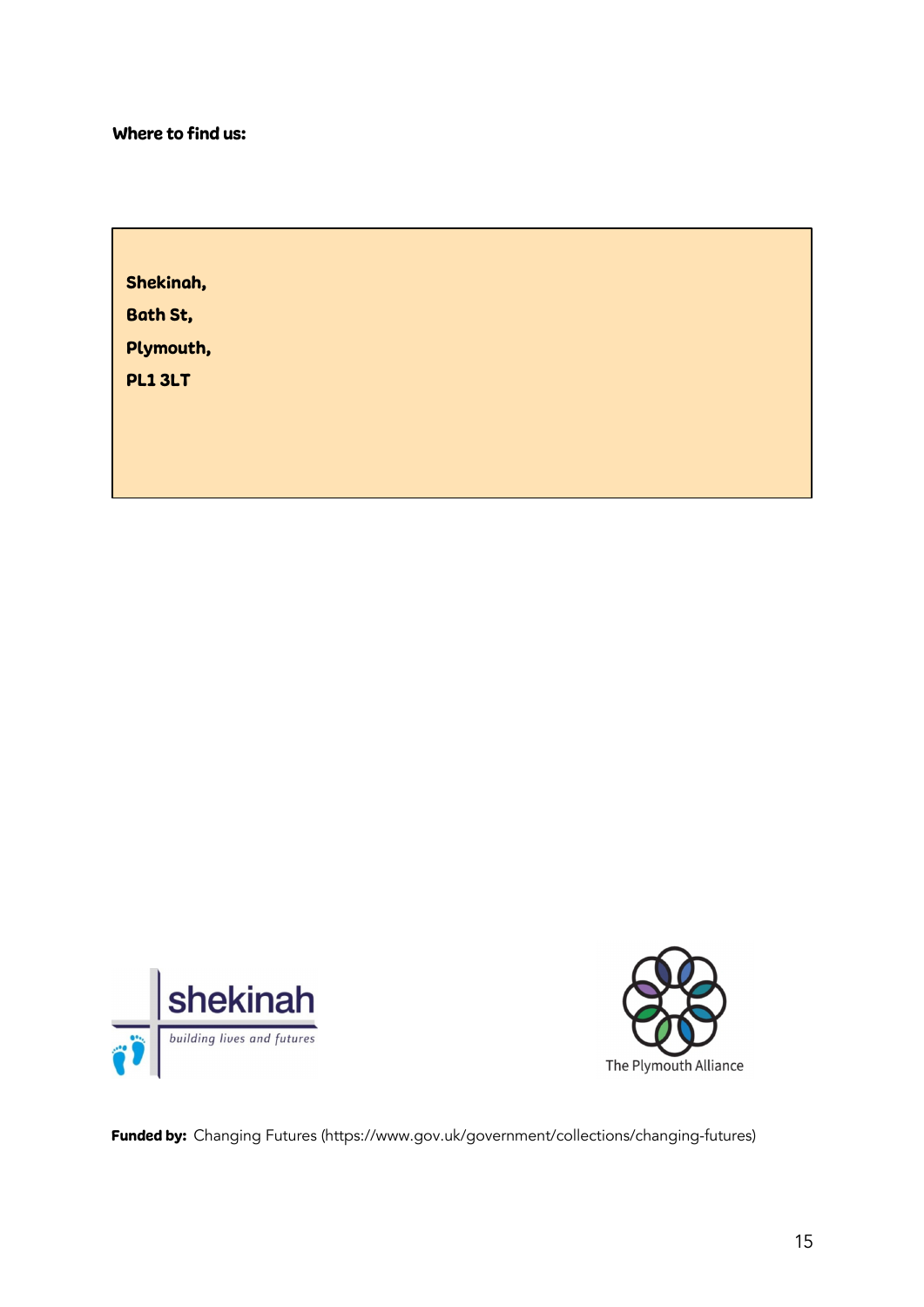**Where to find us:**

**Shekinah,**

**Bath St,**

**Plymouth,**

**PL1 3LT**

**Funded by:** Changing Futures (https://www.gov.uk/government/collections/changing-futures)